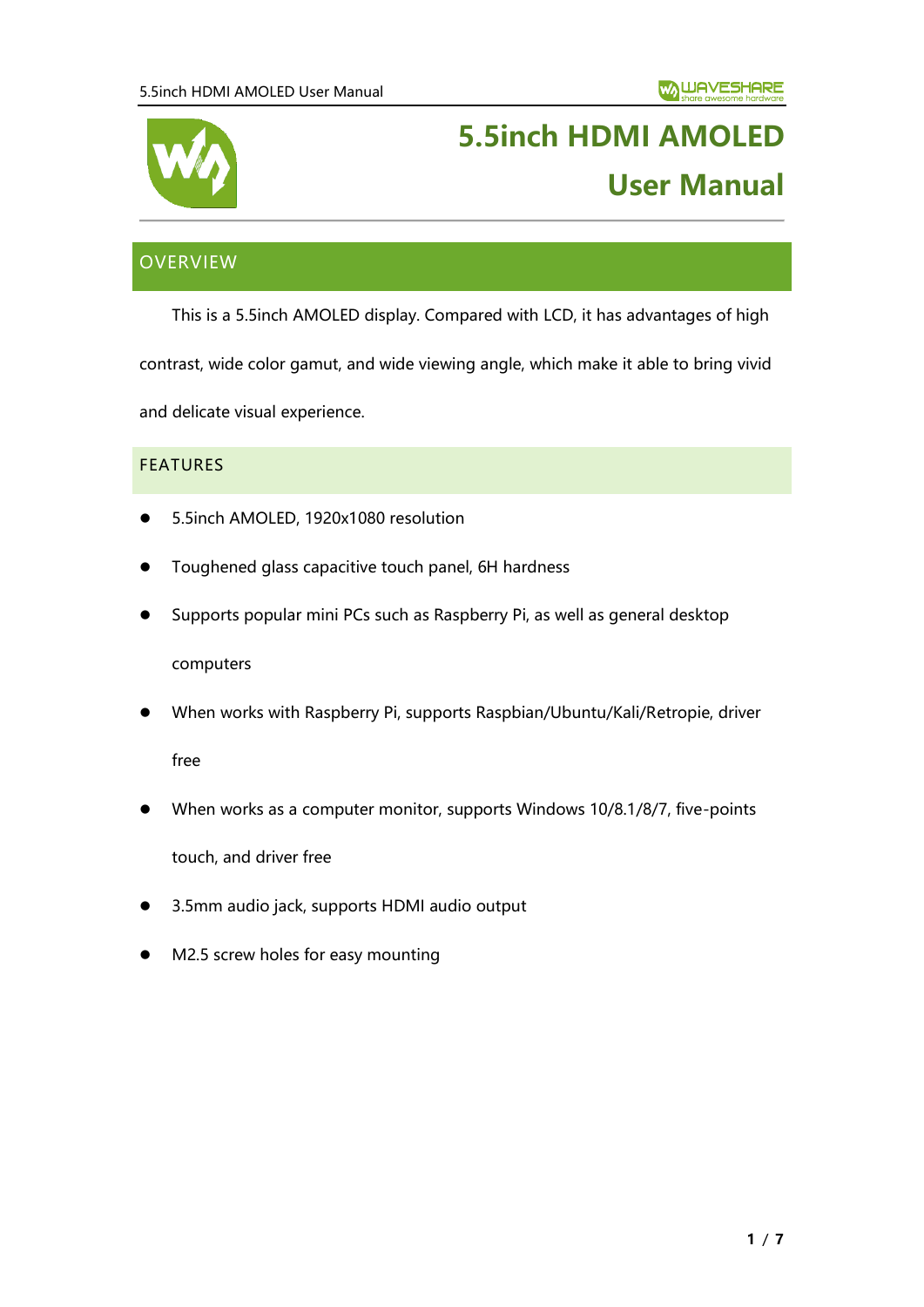# 5.5inch HDMI AMOLED User Manual

## OVERVIEW

This is a 5.5inch AMOLED display. Compared with LCD, it has advantages of high contrast, wide color gamut, and wide viewing angle, which make it able to bring vivid and delicate visual experience.

### FEATURES

- 5.5inch AMOLED, 1920x1080 resolution
- Toughened glass capacitive touch panel, 6H hardness
- Supports popular mini PCs such as Raspberry Pi, as well as general desktop computers
- When works with Raspberry Pi, supports Raspbian/Ubuntu/Kali/Retropie, driver free
- When works as a computer monitor, supports Windows 10/8.1/8/7, five-points touch, and driver free
- 3.5mm audio jack, supports HDMI audio output
- M2.5 screw holes for easy mounting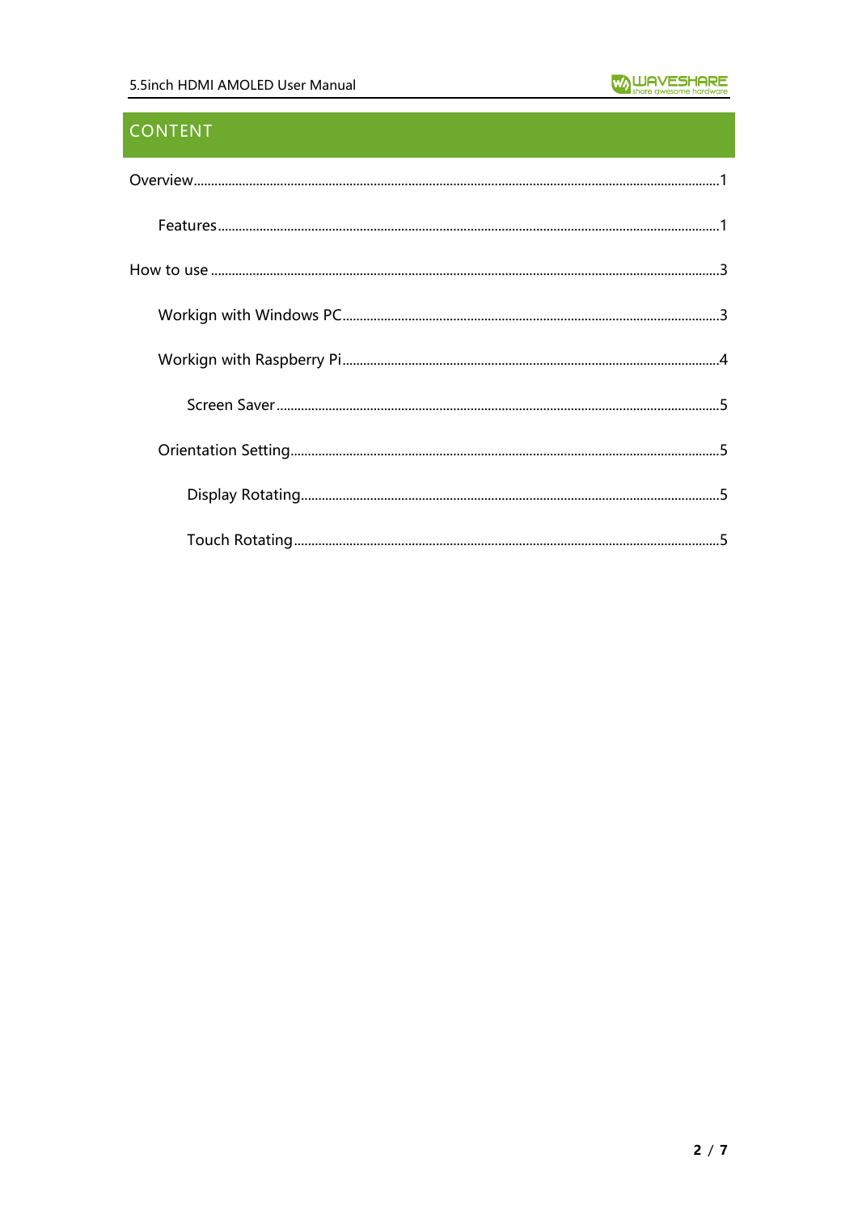# CONTENT

Overview......................................................................................................................................1

Features..................................................................................................................................1

How to use .................................................................................................................................3

Workign with Windows PC..............................................................................................3

Workign with Raspberry Pi..............................................................................................4

Screen Saver.....................................................................................................................5

Orientation Setting............................................................................................................5

Display Rotating...............................................................................................................5

Touch Rotating..................................................................................................................5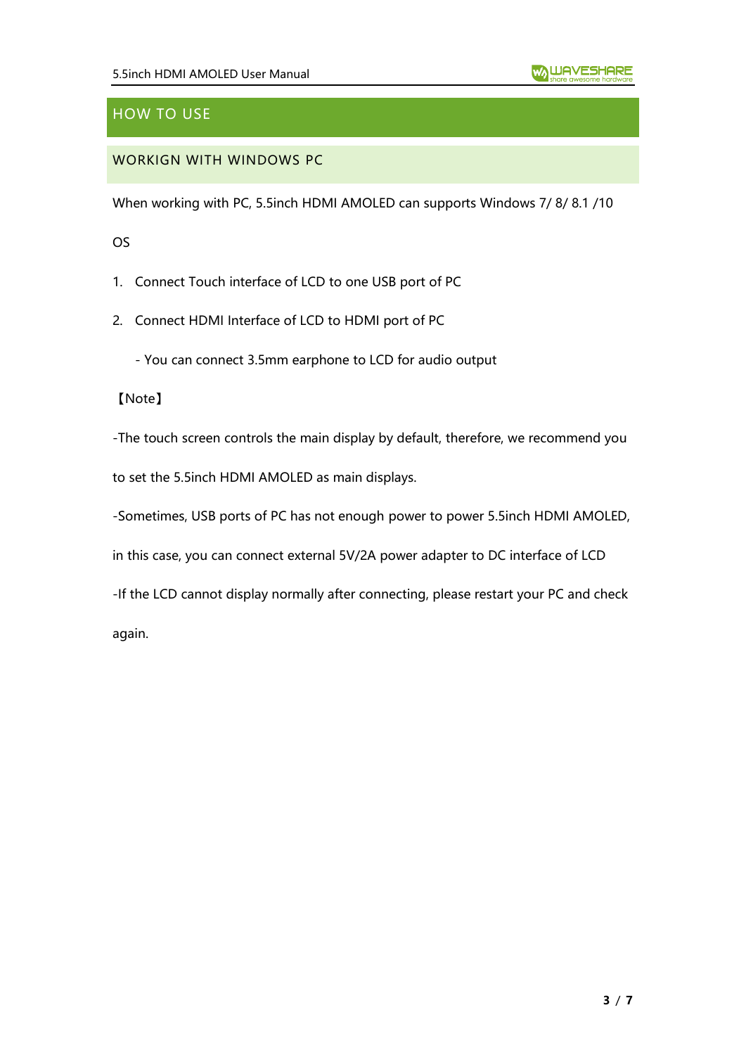# HOW TO USE

## WORKIGN WITH WINDOWS PC

When working with PC, 5.5inch HDMI AMOLED can supports Windows 7/ 8/ 8.1 /10 OS

1. Connect Touch interface of LCD to one USB port of PC
2. Connect HDMI Interface of LCD to HDMI port of PC

   - You can connect 3.5mm earphone to LCD for audio output

【Note】

-The touch screen controls the main display by default, therefore, we recommend you to set the 5.5inch HDMI AMOLED as main displays.

-Sometimes, USB ports of PC has not enough power to power 5.5inch HDMI AMOLED, in this case, you can connect external 5V/2A power adapter to DC interface of LCD

-If the LCD cannot display normally after connecting, please restart your PC and check again.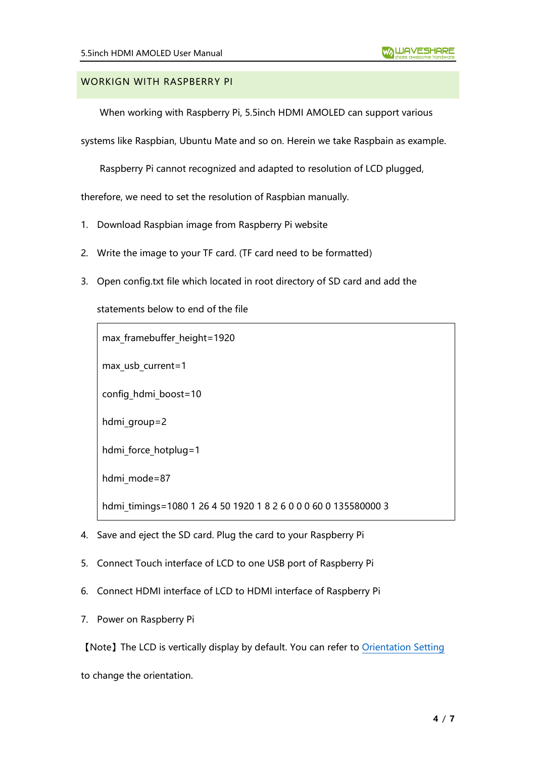## WORKIGN WITH RASPBERRY PI

When working with Raspberry Pi, 5.5inch HDMI AMOLED can support various systems like Raspbian, Ubuntu Mate and so on. Herein we take Raspbain as example.

Raspberry Pi cannot recognized and adapted to resolution of LCD plugged, therefore, we need to set the resolution of Raspbian manually.

1. Download Raspbian image from Raspberry Pi website
2. Write the image to your TF card. (TF card need to be formatted)
3. Open config.txt file which located in root directory of SD card and add the statements below to end of the file

```
max_framebuffer_height=1920
max_usb_current=1
config_hdmi_boost=10
hdmi_group=2
hdmi_force_hotplug=1
hdmi_mode=87
hdmi_timings=1080 1 26 4 50 1920 1 8 2 6 0 0 0 60 0 135580000 3
```

4. Save and eject the SD card. Plug the card to your Raspberry Pi
5. Connect Touch interface of LCD to one USB port of Raspberry Pi
6. Connect HDMI interface of LCD to HDMI interface of Raspberry Pi
7. Power on Raspberry Pi

【Note】The LCD is vertically display by default. You can refer to Orientation Setting to change the orientation.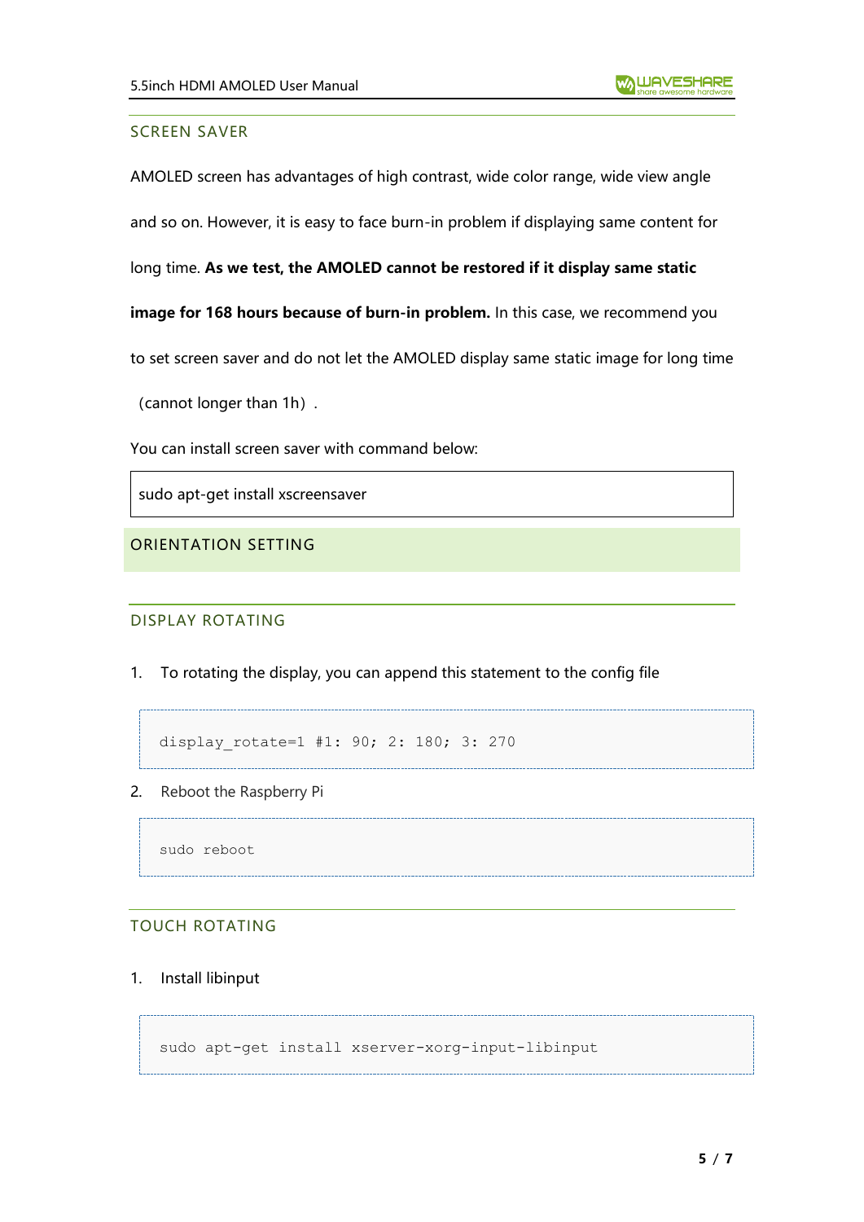## SCREEN SAVER

AMOLED screen has advantages of high contrast, wide color range, wide view angle and so on. However, it is easy to face burn-in problem if displaying same content for long time. **As we test, the AMOLED cannot be restored if it display same static image for 168 hours because of burn-in problem.** In this case, we recommend you to set screen saver and do not let the AMOLED display same static image for long time （cannot longer than 1h）.

You can install screen saver with command below:

```
sudo apt-get install xscreensaver
```

# ORIENTATION SETTING

## DISPLAY ROTATING

1. To rotating the display, you can append this statement to the config file

```
display_rotate=1 #1: 90; 2: 180; 3: 270
```

2. Reboot the Raspberry Pi

```
sudo reboot
```

## TOUCH ROTATING

1. Install libinput

```
sudo apt-get install xserver-xorg-input-libinput
```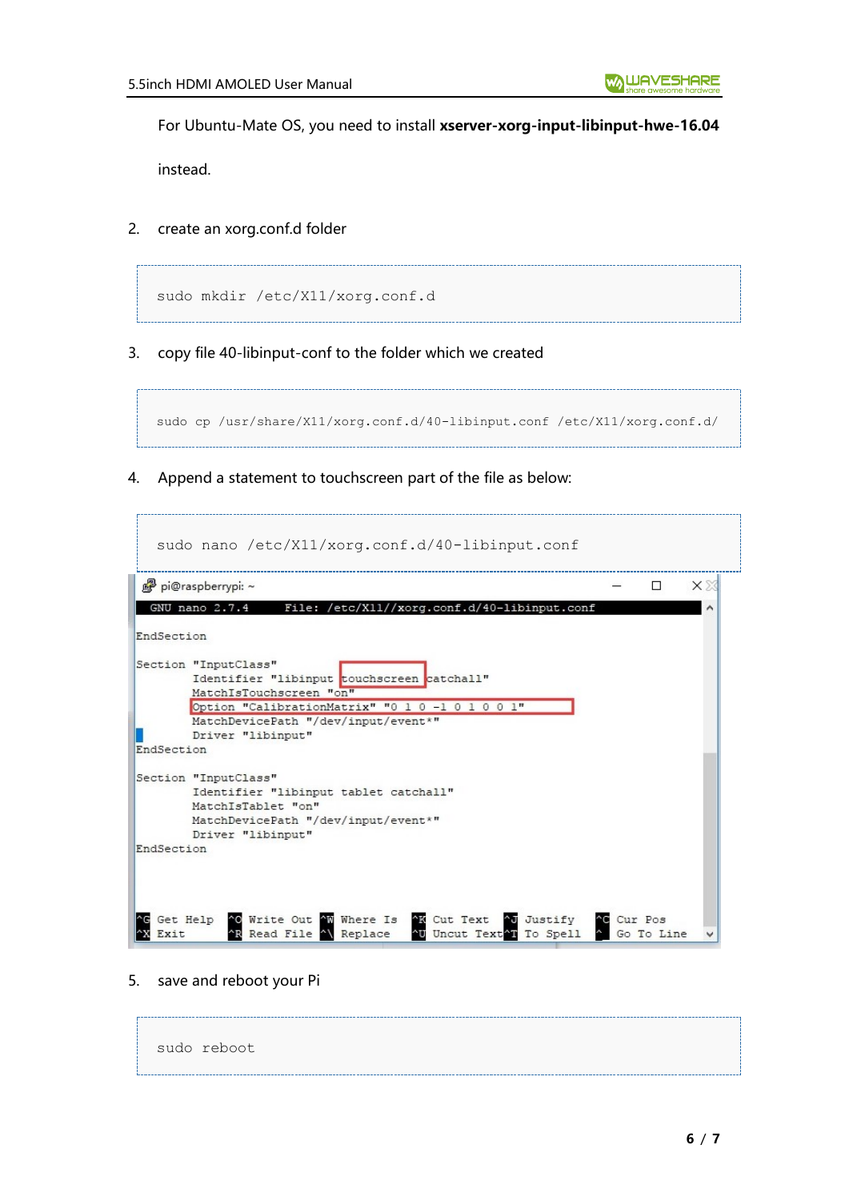For Ubuntu-Mate OS, you need to install **xserver-xorg-input-libinput-hwe-16.04** instead.

2. create an xorg.conf.d folder

```
sudo mkdir /etc/X11/xorg.conf.d
```

3. copy file 40-libinput-conf to the folder which we created

```
sudo cp /usr/share/X11/xorg.conf.d/40-libinput.conf /etc/X11/xorg.conf.d/
```

4. Append a statement to touchscreen part of the file as below:

```
sudo nano /etc/X11/xorg.conf.d/40-libinput.conf
```

```
EndSection

Section "InputClass"
        Identifier "libinput touchscreen catchall"
        MatchIsTouchscreen "on"
        Option "CalibrationMatrix" "0 1 0 -1 0 1 0 0 1"
        MatchDevicePath "/dev/input/event*"
        Driver "libinput"
EndSection

Section "InputClass"
        Identifier "libinput tablet catchall"
        MatchIsTablet "on"
        MatchDevicePath "/dev/input/event*"
        Driver "libinput"
EndSection
```

5. save and reboot your Pi

```
sudo reboot
```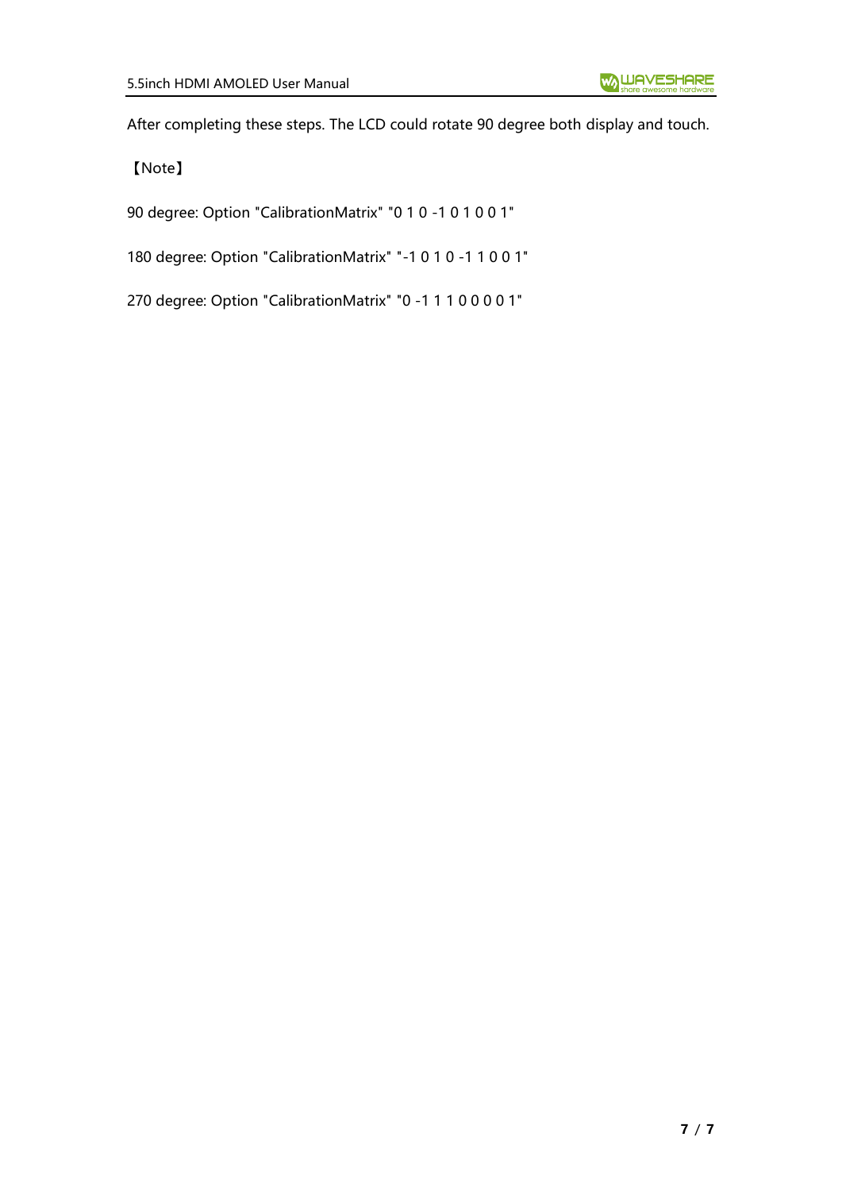After completing these steps. The LCD could rotate 90 degree both display and touch.

【Note】

90 degree: Option "CalibrationMatrix" "0 1 0 -1 0 1 0 0 1"

180 degree: Option "CalibrationMatrix" "-1 0 1 0 -1 1 0 0 1"

270 degree: Option "CalibrationMatrix" "0 -1 1 1 0 0 0 0 1"